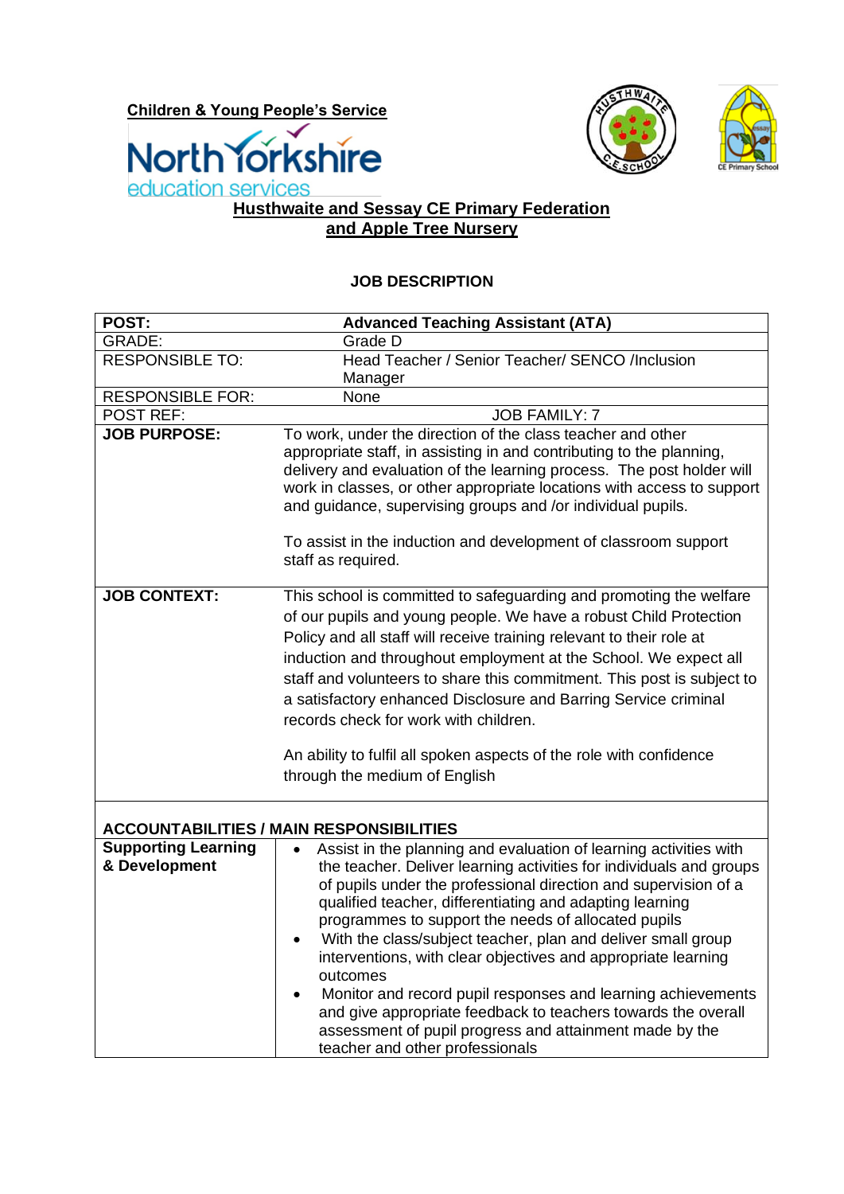**Children & Young People's Service**

North Yorkshire education services

**Husthwaite and Sessay CE Primary Federation and Apple Tree Nursery**

**JOB DESCRIPTION**

| | |
|---|---|
| **POST:** | **Advanced Teaching Assistant (ATA)** |
| GRADE: | Grade D |
| RESPONSIBLE TO: | Head Teacher / Senior Teacher/ SENCO /Inclusion Manager |
| RESPONSIBLE FOR: | None |
| POST REF: | JOB FAMILY: 7 |
| **JOB PURPOSE:** | To work, under the direction of the class teacher and other appropriate staff, in assisting in and contributing to the planning, delivery and evaluation of the learning process. The post holder will work in classes, or other appropriate locations with access to support and guidance, supervising groups and /or individual pupils.<br><br>To assist in the induction and development of classroom support staff as required. |
| **JOB CONTEXT:** | This school is committed to safeguarding and promoting the welfare of our pupils and young people. We have a robust Child Protection Policy and all staff will receive training relevant to their role at induction and throughout employment at the School. We expect all staff and volunteers to share this commitment. This post is subject to a satisfactory enhanced Disclosure and Barring Service criminal records check for work with children.<br><br>An ability to fulfil all spoken aspects of the role with confidence through the medium of English |
| **ACCOUNTABILITIES / MAIN RESPONSIBILITIES** | |
| **Supporting Learning & Development** | • Assist in the planning and evaluation of learning activities with the teacher. Deliver learning activities for individuals and groups of pupils under the professional direction and supervision of a qualified teacher, differentiating and adapting learning programmes to support the needs of allocated pupils<br>• With the class/subject teacher, plan and deliver small group interventions, with clear objectives and appropriate learning outcomes<br>• Monitor and record pupil responses and learning achievements and give appropriate feedback to teachers towards the overall assessment of pupil progress and attainment made by the teacher and other professionals |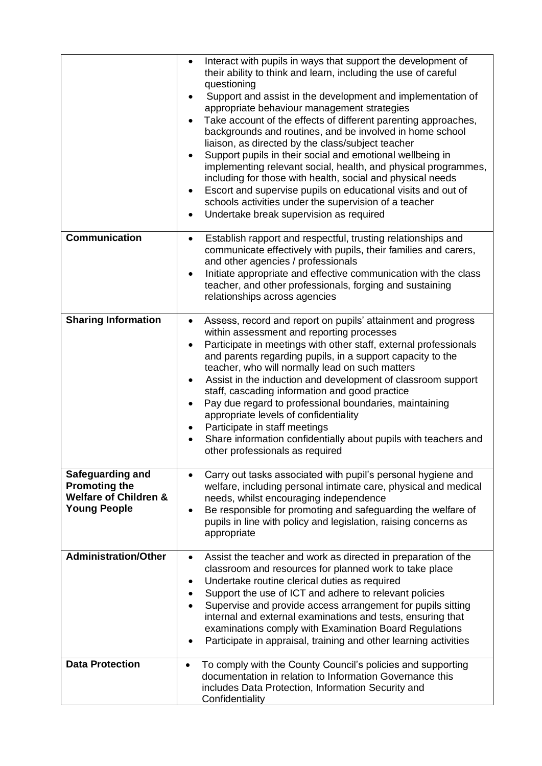| | |
|---|---|
| | • Interact with pupils in ways that support the development of their ability to think and learn, including the use of careful questioning<br>• Support and assist in the development and implementation of appropriate behaviour management strategies<br>• Take account of the effects of different parenting approaches, backgrounds and routines, and be involved in home school liaison, as directed by the class/subject teacher<br>• Support pupils in their social and emotional wellbeing in implementing relevant social, health, and physical programmes, including for those with health, social and physical needs<br>• Escort and supervise pupils on educational visits and out of schools activities under the supervision of a teacher<br>• Undertake break supervision as required |
| **Communication** | • Establish rapport and respectful, trusting relationships and communicate effectively with pupils, their families and carers, and other agencies / professionals<br>• Initiate appropriate and effective communication with the class teacher, and other professionals, forging and sustaining relationships across agencies |
| **Sharing Information** | • Assess, record and report on pupils' attainment and progress within assessment and reporting processes<br>• Participate in meetings with other staff, external professionals and parents regarding pupils, in a support capacity to the teacher, who will normally lead on such matters<br>• Assist in the induction and development of classroom support staff, cascading information and good practice<br>• Pay due regard to professional boundaries, maintaining appropriate levels of confidentiality<br>• Participate in staff meetings<br>• Share information confidentially about pupils with teachers and other professionals as required |
| **Safeguarding and Promoting the Welfare of Children & Young People** | • Carry out tasks associated with pupil's personal hygiene and welfare, including personal intimate care, physical and medical needs, whilst encouraging independence<br>• Be responsible for promoting and safeguarding the welfare of pupils in line with policy and legislation, raising concerns as appropriate |
| **Administration/Other** | • Assist the teacher and work as directed in preparation of the classroom and resources for planned work to take place<br>• Undertake routine clerical duties as required<br>• Support the use of ICT and adhere to relevant policies<br>• Supervise and provide access arrangement for pupils sitting internal and external examinations and tests, ensuring that examinations comply with Examination Board Regulations<br>• Participate in appraisal, training and other learning activities |
| **Data Protection** | • To comply with the County Council's policies and supporting documentation in relation to Information Governance this includes Data Protection, Information Security and Confidentiality |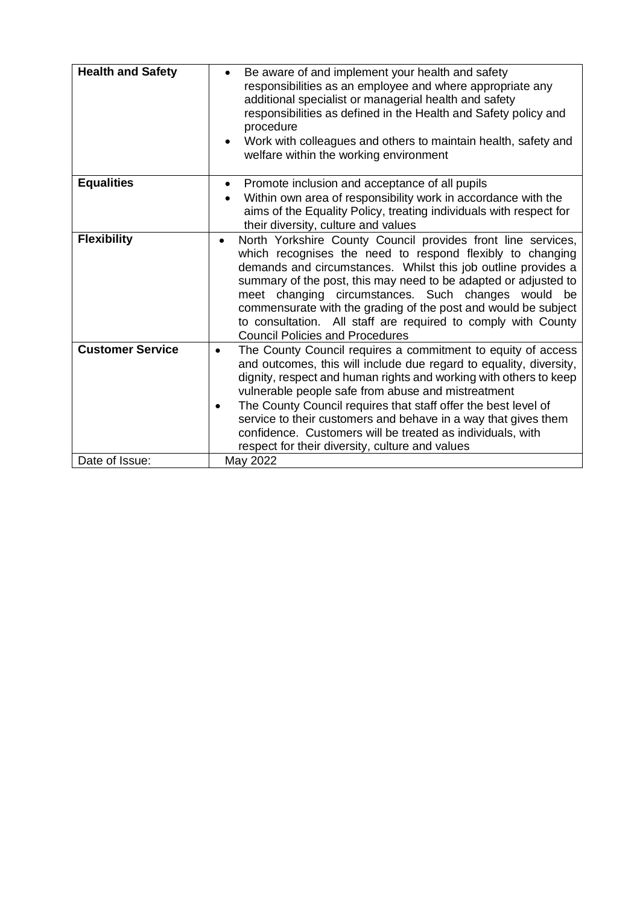| **Health and Safety** | • Be aware of and implement your health and safety responsibilities as an employee and where appropriate any additional specialist or managerial health and safety responsibilities as defined in the Health and Safety policy and procedure<br>• Work with colleagues and others to maintain health, safety and welfare within the working environment |
|---|---|
| **Equalities** | • Promote inclusion and acceptance of all pupils<br>• Within own area of responsibility work in accordance with the aims of the Equality Policy, treating individuals with respect for their diversity, culture and values |
| **Flexibility** | • North Yorkshire County Council provides front line services, which recognises the need to respond flexibly to changing demands and circumstances. Whilst this job outline provides a summary of the post, this may need to be adapted or adjusted to meet changing circumstances. Such changes would be commensurate with the grading of the post and would be subject to consultation. All staff are required to comply with County Council Policies and Procedures |
| **Customer Service** | • The County Council requires a commitment to equity of access and outcomes, this will include due regard to equality, diversity, dignity, respect and human rights and working with others to keep vulnerable people safe from abuse and mistreatment<br>• The County Council requires that staff offer the best level of service to their customers and behave in a way that gives them confidence. Customers will be treated as individuals, with respect for their diversity, culture and values |
| Date of Issue: | May 2022 |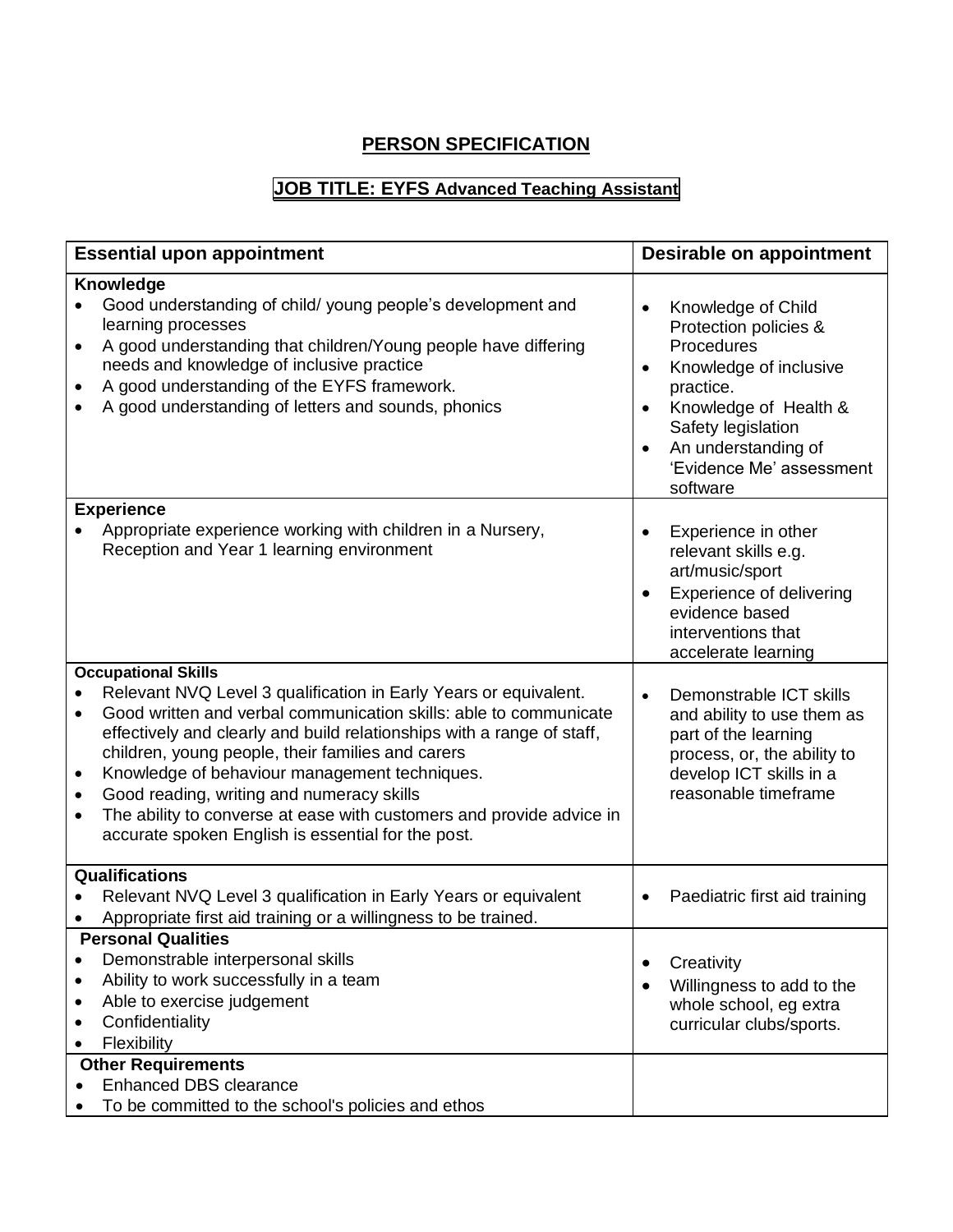# PERSON SPECIFICATION

## JOB TITLE: EYFS Advanced Teaching Assistant

| Essential upon appointment | Desirable on appointment |
|---|---|
| **Knowledge**<br>• Good understanding of child/ young people's development and learning processes<br>• A good understanding that children/Young people have differing needs and knowledge of inclusive practice<br>• A good understanding of the EYFS framework.<br>• A good understanding of letters and sounds, phonics | • Knowledge of Child Protection policies & Procedures<br>• Knowledge of inclusive practice.<br>• Knowledge of Health & Safety legislation<br>• An understanding of 'Evidence Me' assessment software |
| **Experience**<br>• Appropriate experience working with children in a Nursery, Reception and Year 1 learning environment | • Experience in other relevant skills e.g. art/music/sport<br>• Experience of delivering evidence based interventions that accelerate learning |
| **Occupational Skills**<br>• Relevant NVQ Level 3 qualification in Early Years or equivalent.<br>• Good written and verbal communication skills: able to communicate effectively and clearly and build relationships with a range of staff, children, young people, their families and carers<br>• Knowledge of behaviour management techniques.<br>• Good reading, writing and numeracy skills<br>• The ability to converse at ease with customers and provide advice in accurate spoken English is essential for the post. | • Demonstrable ICT skills and ability to use them as part of the learning process, or, the ability to develop ICT skills in a reasonable timeframe |
| **Qualifications**<br>• Relevant NVQ Level 3 qualification in Early Years or equivalent<br>• Appropriate first aid training or a willingness to be trained. | • Paediatric first aid training |
| **Personal Qualities**<br>• Demonstrable interpersonal skills<br>• Ability to work successfully in a team<br>• Able to exercise judgement<br>• Confidentiality<br>• Flexibility | • Creativity<br>• Willingness to add to the whole school, eg extra curricular clubs/sports. |
| **Other Requirements**<br>• Enhanced DBS clearance<br>• To be committed to the school's policies and ethos | |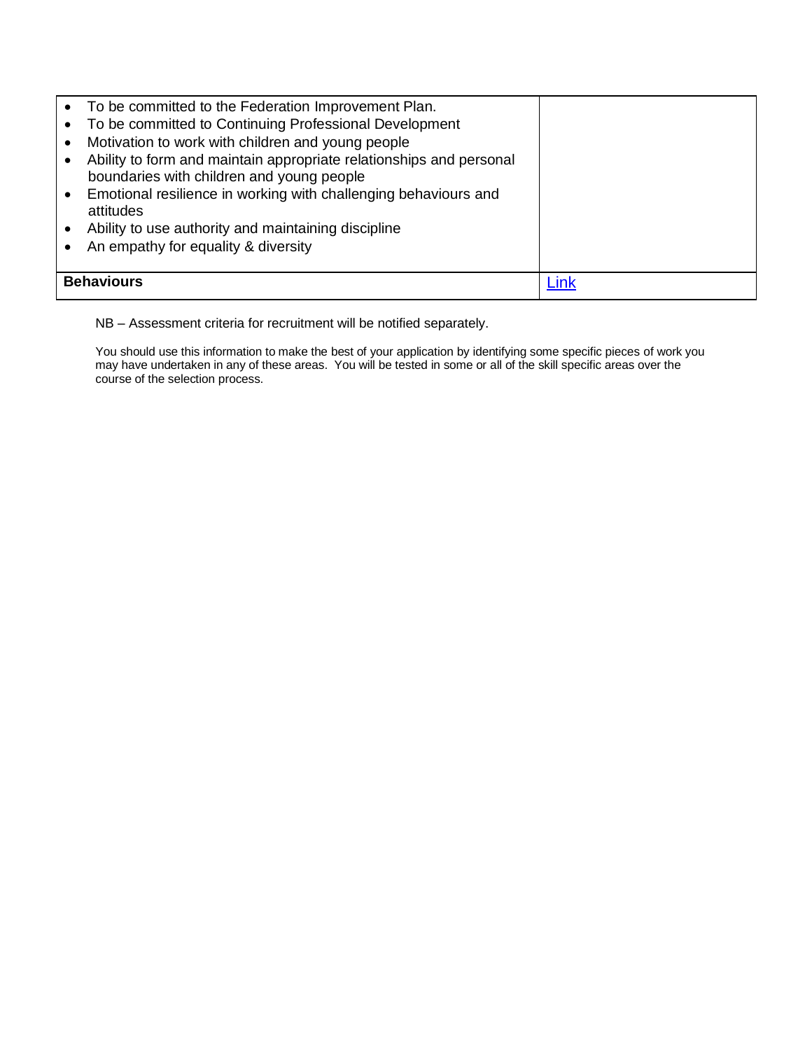| | |
|---|---|
| • To be committed to the Federation Improvement Plan.<br>• To be committed to Continuing Professional Development<br>• Motivation to work with children and young people<br>• Ability to form and maintain appropriate relationships and personal boundaries with children and young people<br>• Emotional resilience in working with challenging behaviours and attitudes<br>• Ability to use authority and maintaining discipline<br>• An empathy for equality & diversity | |
| **Behaviours** | Link |

NB – Assessment criteria for recruitment will be notified separately.

You should use this information to make the best of your application by identifying some specific pieces of work you may have undertaken in any of these areas. You will be tested in some or all of the skill specific areas over the course of the selection process.